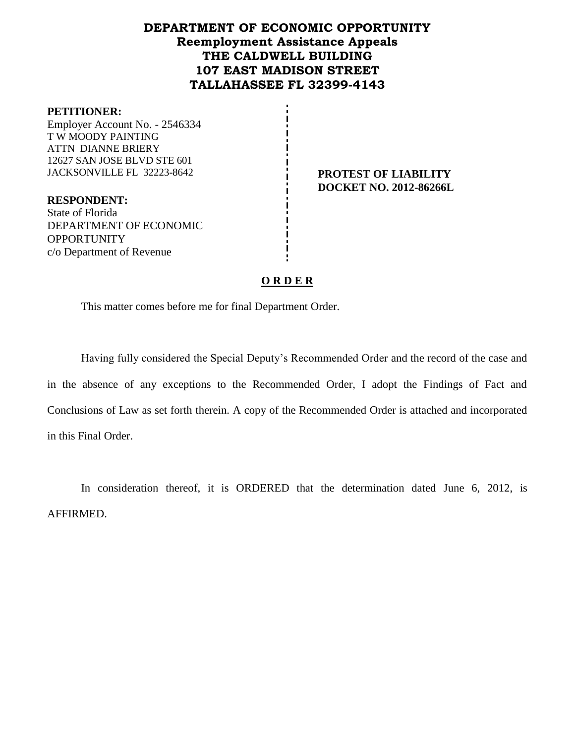# DEPARTMENT OF ECONOMIC OPPORTUNITY
## Reemployment Assistance Appeals
## THE CALDWELL BUILDING
## 107 EAST MADISON STREET
## TALLAHASSEE FL 32399-4143

**PETITIONER:**
Employer Account No. - 2546334
T W MOODY PAINTING
ATTN DIANNE BRIERY
12627 SAN JOSE BLVD STE 601
JACKSONVILLE FL 32223-8642

**PROTEST OF LIABILITY**
**DOCKET NO. 2012-86266L**

**RESPONDENT:**
State of Florida
DEPARTMENT OF ECONOMIC OPPORTUNITY
c/o Department of Revenue

**O R D E R**

This matter comes before me for final Department Order.

Having fully considered the Special Deputy's Recommended Order and the record of the case and in the absence of any exceptions to the Recommended Order, I adopt the Findings of Fact and Conclusions of Law as set forth therein. A copy of the Recommended Order is attached and incorporated in this Final Order.

In consideration thereof, it is ORDERED that the determination dated June 6, 2012, is AFFIRMED.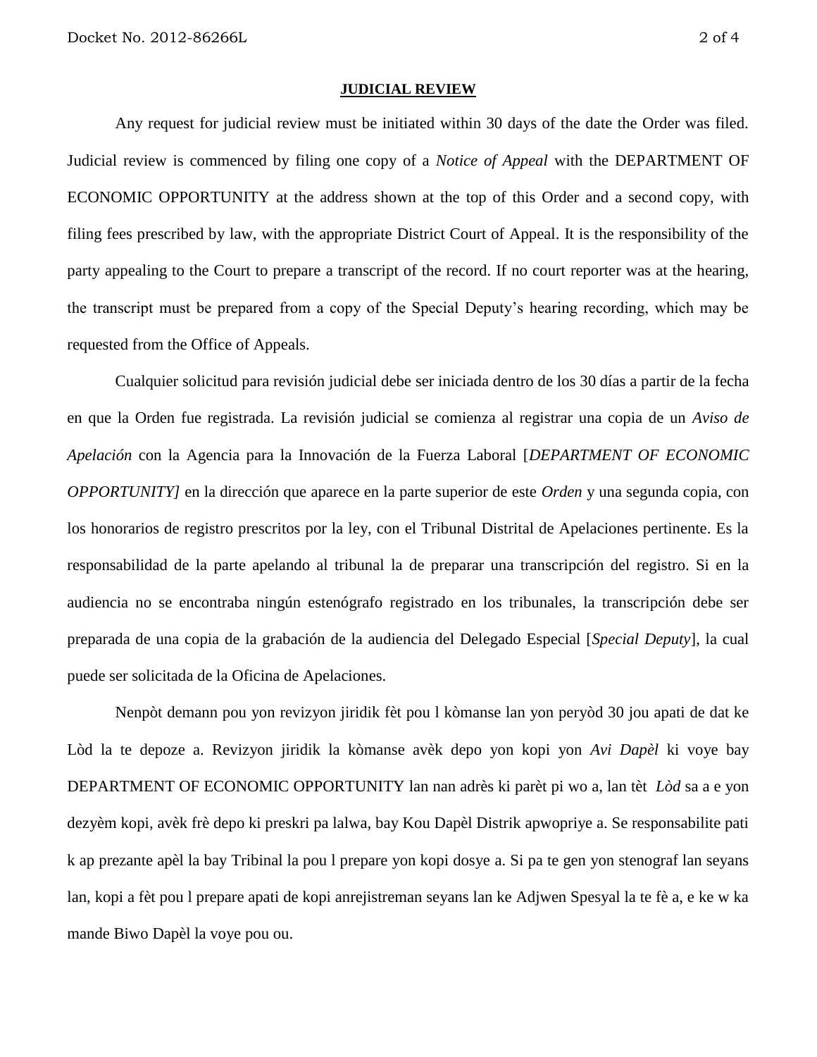**JUDICIAL REVIEW**

Any request for judicial review must be initiated within 30 days of the date the Order was filed. Judicial review is commenced by filing one copy of a *Notice of Appeal* with the DEPARTMENT OF ECONOMIC OPPORTUNITY at the address shown at the top of this Order and a second copy, with filing fees prescribed by law, with the appropriate District Court of Appeal. It is the responsibility of the party appealing to the Court to prepare a transcript of the record. If no court reporter was at the hearing, the transcript must be prepared from a copy of the Special Deputy's hearing recording, which may be requested from the Office of Appeals.

Cualquier solicitud para revisión judicial debe ser iniciada dentro de los 30 días a partir de la fecha en que la Orden fue registrada. La revisión judicial se comienza al registrar una copia de un *Aviso de Apelación* con la Agencia para la Innovación de la Fuerza Laboral [*DEPARTMENT OF ECONOMIC OPPORTUNITY]* en la dirección que aparece en la parte superior de este *Orden* y una segunda copia, con los honorarios de registro prescritos por la ley, con el Tribunal Distrital de Apelaciones pertinente. Es la responsabilidad de la parte apelando al tribunal la de preparar una transcripción del registro. Si en la audiencia no se encontraba ningún estenógrafo registrado en los tribunales, la transcripción debe ser preparada de una copia de la grabación de la audiencia del Delegado Especial [*Special Deputy*], la cual puede ser solicitada de la Oficina de Apelaciones.

Nenpòt demann pou yon revizyon jiridik fèt pou l kòmanse lan yon peryòd 30 jou apati de dat ke Lòd la te depoze a. Revizyon jiridik la kòmanse avèk depo yon kopi yon *Avi Dapèl* ki voye bay DEPARTMENT OF ECONOMIC OPPORTUNITY lan nan adrès ki parèt pi wo a, lan tèt *Lòd* sa a e yon dezyèm kopi, avèk frè depo ki preskri pa lalwa, bay Kou Dapèl Distrik apwopriye a. Se responsabilite pati k ap prezante apèl la bay Tribinal la pou l prepare yon kopi dosye a. Si pa te gen yon stenograf lan seyans lan, kopi a fèt pou l prepare apati de kopi anrejistreman seyans lan ke Adjwen Spesyal la te fè a, e ke w ka mande Biwo Dapèl la voye pou ou.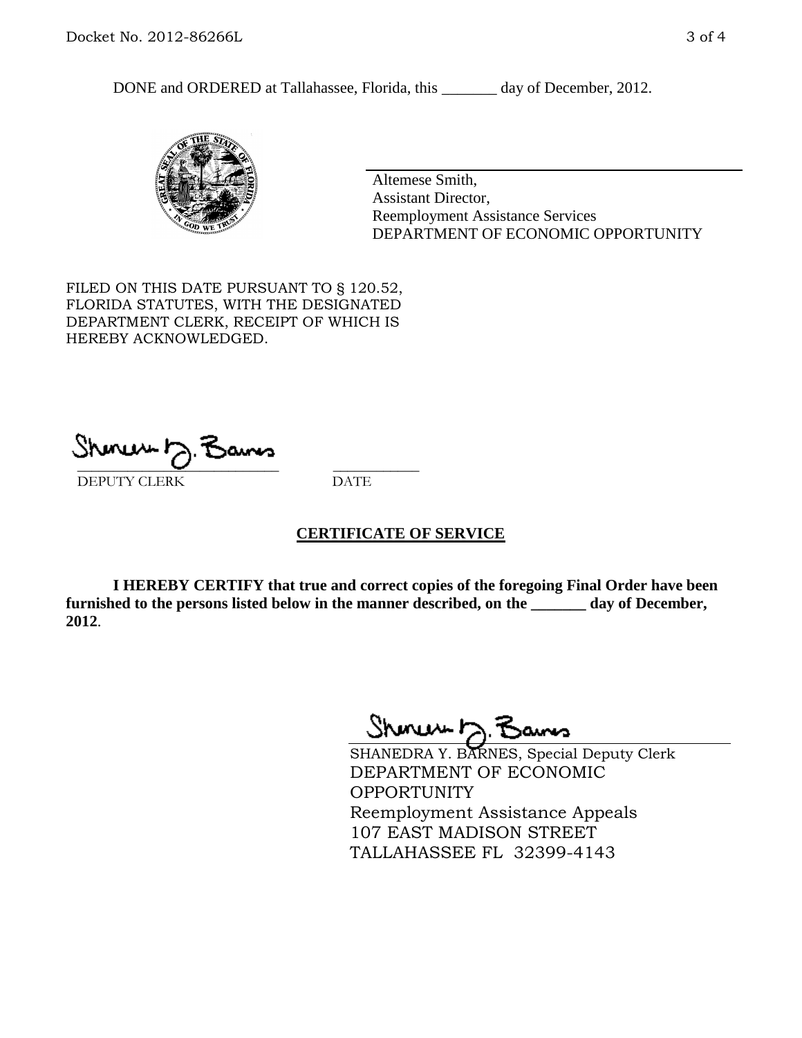DONE and ORDERED at Tallahassee, Florida, this _______ day of December, 2012.

Altemese Smith,
Assistant Director,
Reemployment Assistance Services
DEPARTMENT OF ECONOMIC OPPORTUNITY

FILED ON THIS DATE PURSUANT TO § 120.52, FLORIDA STATUTES, WITH THE DESIGNATED DEPARTMENT CLERK, RECEIPT OF WHICH IS HEREBY ACKNOWLEDGED.

_______________________ ___________
DEPUTY CLERK DATE

## CERTIFICATE OF SERVICE

**I HEREBY CERTIFY that true and correct copies of the foregoing Final Order have been furnished to the persons listed below in the manner described, on the _______ day of December, 2012**.

SHANEDRA Y. BARNES, Special Deputy Clerk
DEPARTMENT OF ECONOMIC OPPORTUNITY
Reemployment Assistance Appeals
107 EAST MADISON STREET
TALLAHASSEE FL 32399-4143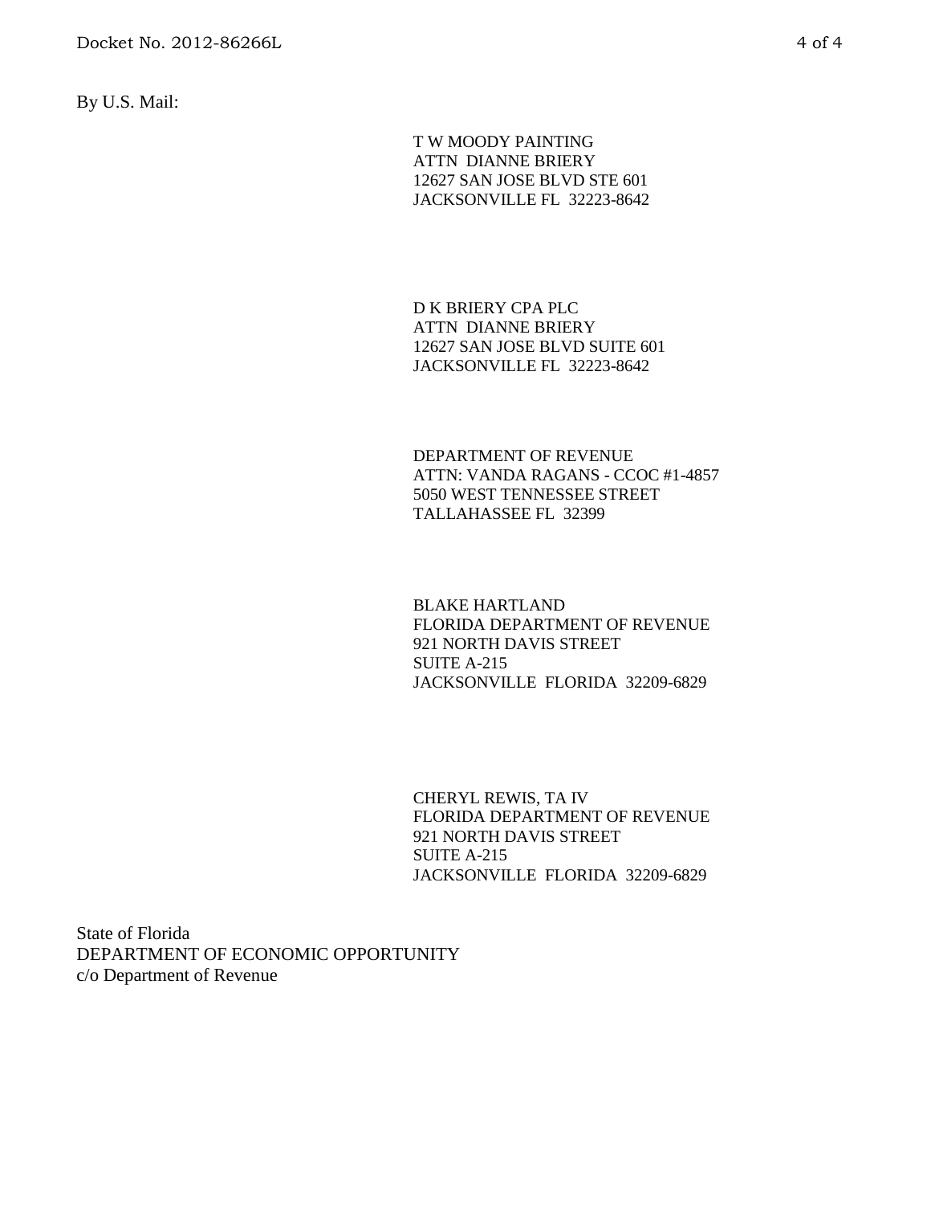By U.S. Mail:

T W MOODY PAINTING
ATTN DIANNE BRIERY
12627 SAN JOSE BLVD STE 601
JACKSONVILLE FL 32223-8642

D K BRIERY CPA PLC
ATTN DIANNE BRIERY
12627 SAN JOSE BLVD SUITE 601
JACKSONVILLE FL 32223-8642

DEPARTMENT OF REVENUE
ATTN: VANDA RAGANS - CCOC #1-4857
5050 WEST TENNESSEE STREET
TALLAHASSEE FL 32399

BLAKE HARTLAND
FLORIDA DEPARTMENT OF REVENUE
921 NORTH DAVIS STREET
SUITE A-215
JACKSONVILLE FLORIDA 32209-6829

CHERYL REWIS, TA IV
FLORIDA DEPARTMENT OF REVENUE
921 NORTH DAVIS STREET
SUITE A-215
JACKSONVILLE FLORIDA 32209-6829

State of Florida
DEPARTMENT OF ECONOMIC OPPORTUNITY
c/o Department of Revenue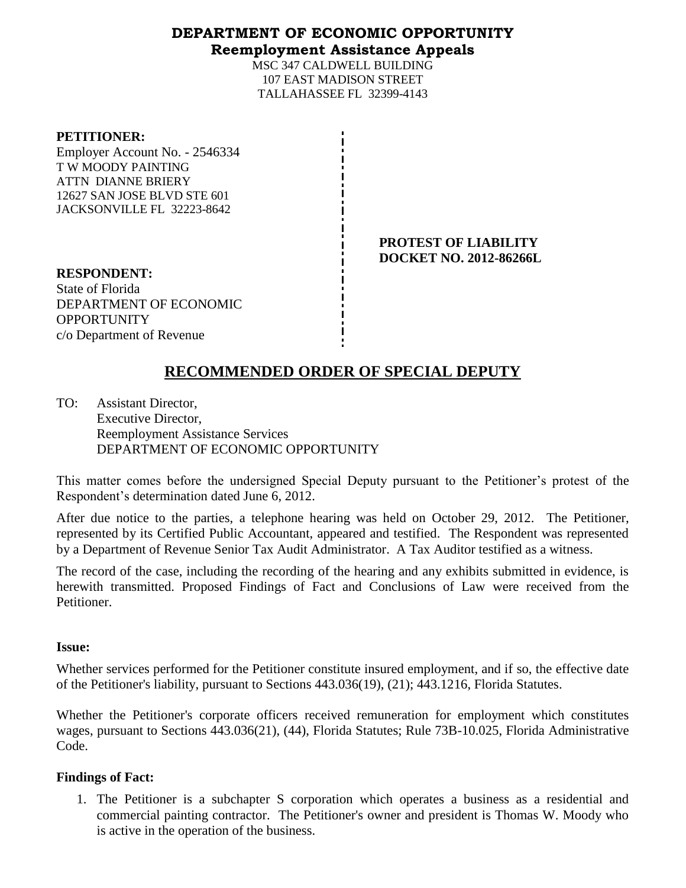# DEPARTMENT OF ECONOMIC OPPORTUNITY
## Reemployment Assistance Appeals

MSC 347 CALDWELL BUILDING
107 EAST MADISON STREET
TALLAHASSEE FL 32399-4143

**PETITIONER:**
Employer Account No. - 2546334
T W MOODY PAINTING
ATTN DIANNE BRIERY
12627 SAN JOSE BLVD STE 601
JACKSONVILLE FL 32223-8642

**PROTEST OF LIABILITY**
**DOCKET NO. 2012-86266L**

**RESPONDENT:**
State of Florida
DEPARTMENT OF ECONOMIC OPPORTUNITY
c/o Department of Revenue

## RECOMMENDED ORDER OF SPECIAL DEPUTY

TO: Assistant Director,
Executive Director,
Reemployment Assistance Services
DEPARTMENT OF ECONOMIC OPPORTUNITY

This matter comes before the undersigned Special Deputy pursuant to the Petitioner's protest of the Respondent's determination dated June 6, 2012.

After due notice to the parties, a telephone hearing was held on October 29, 2012. The Petitioner, represented by its Certified Public Accountant, appeared and testified. The Respondent was represented by a Department of Revenue Senior Tax Audit Administrator. A Tax Auditor testified as a witness.

The record of the case, including the recording of the hearing and any exhibits submitted in evidence, is herewith transmitted. Proposed Findings of Fact and Conclusions of Law were received from the Petitioner.

**Issue:**

Whether services performed for the Petitioner constitute insured employment, and if so, the effective date of the Petitioner's liability, pursuant to Sections 443.036(19), (21); 443.1216, Florida Statutes.

Whether the Petitioner's corporate officers received remuneration for employment which constitutes wages, pursuant to Sections 443.036(21), (44), Florida Statutes; Rule 73B-10.025, Florida Administrative Code.

**Findings of Fact:**

1. The Petitioner is a subchapter S corporation which operates a business as a residential and commercial painting contractor. The Petitioner's owner and president is Thomas W. Moody who is active in the operation of the business.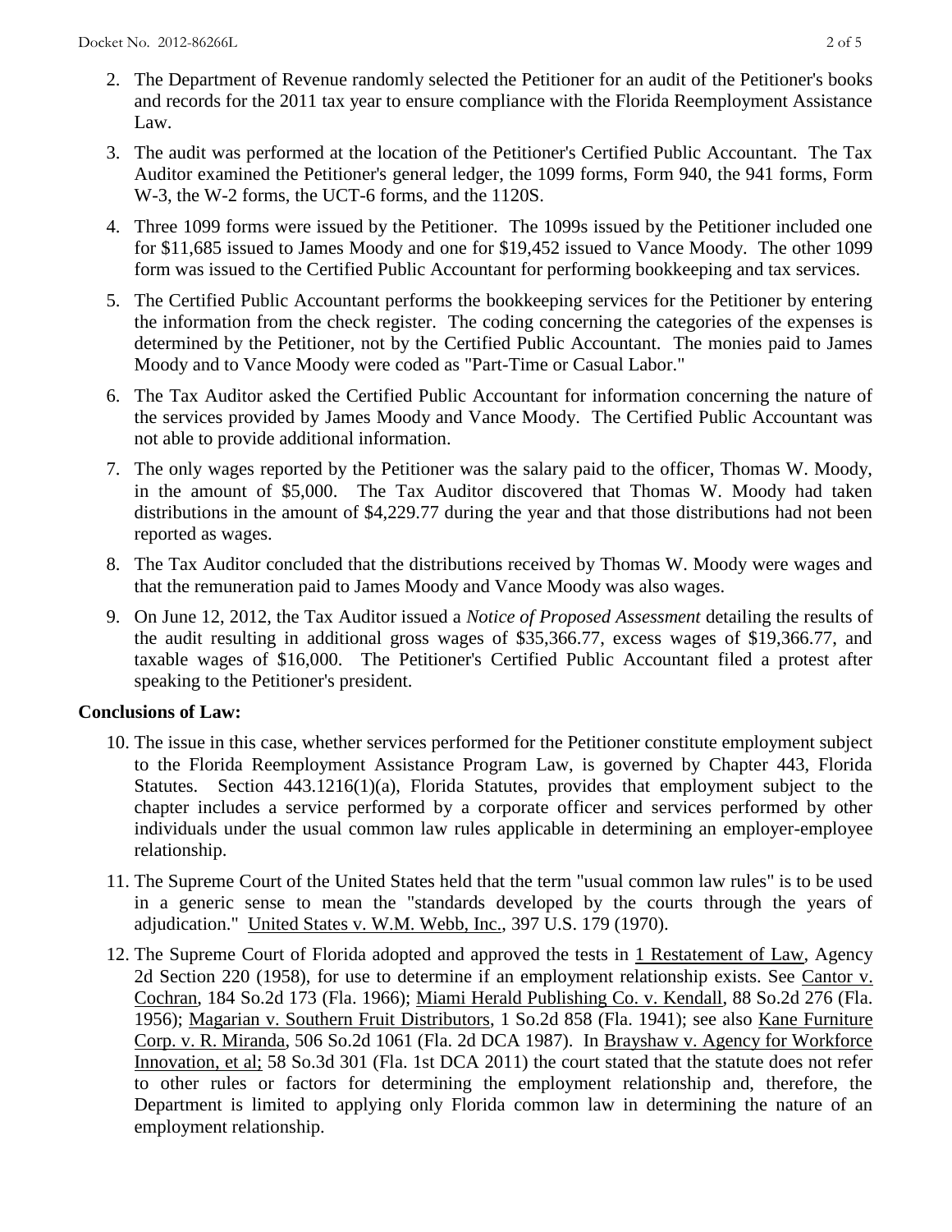2. The Department of Revenue randomly selected the Petitioner for an audit of the Petitioner's books and records for the 2011 tax year to ensure compliance with the Florida Reemployment Assistance Law.

3. The audit was performed at the location of the Petitioner's Certified Public Accountant. The Tax Auditor examined the Petitioner's general ledger, the 1099 forms, Form 940, the 941 forms, Form W-3, the W-2 forms, the UCT-6 forms, and the 1120S.

4. Three 1099 forms were issued by the Petitioner. The 1099s issued by the Petitioner included one for $11,685 issued to James Moody and one for $19,452 issued to Vance Moody. The other 1099 form was issued to the Certified Public Accountant for performing bookkeeping and tax services.

5. The Certified Public Accountant performs the bookkeeping services for the Petitioner by entering the information from the check register. The coding concerning the categories of the expenses is determined by the Petitioner, not by the Certified Public Accountant. The monies paid to James Moody and to Vance Moody were coded as "Part-Time or Casual Labor."

6. The Tax Auditor asked the Certified Public Accountant for information concerning the nature of the services provided by James Moody and Vance Moody. The Certified Public Accountant was not able to provide additional information.

7. The only wages reported by the Petitioner was the salary paid to the officer, Thomas W. Moody, in the amount of $5,000. The Tax Auditor discovered that Thomas W. Moody had taken distributions in the amount of $4,229.77 during the year and that those distributions had not been reported as wages.

8. The Tax Auditor concluded that the distributions received by Thomas W. Moody were wages and that the remuneration paid to James Moody and Vance Moody was also wages.

9. On June 12, 2012, the Tax Auditor issued a *Notice of Proposed Assessment* detailing the results of the audit resulting in additional gross wages of $35,366.77, excess wages of $19,366.77, and taxable wages of $16,000. The Petitioner's Certified Public Accountant filed a protest after speaking to the Petitioner's president.

**Conclusions of Law:**

10. The issue in this case, whether services performed for the Petitioner constitute employment subject to the Florida Reemployment Assistance Program Law, is governed by Chapter 443, Florida Statutes. Section 443.1216(1)(a), Florida Statutes, provides that employment subject to the chapter includes a service performed by a corporate officer and services performed by other individuals under the usual common law rules applicable in determining an employer-employee relationship.

11. The Supreme Court of the United States held that the term "usual common law rules" is to be used in a generic sense to mean the "standards developed by the courts through the years of adjudication." United States v. W.M. Webb, Inc., 397 U.S. 179 (1970).

12. The Supreme Court of Florida adopted and approved the tests in 1 Restatement of Law, Agency 2d Section 220 (1958), for use to determine if an employment relationship exists. See Cantor v. Cochran, 184 So.2d 173 (Fla. 1966); Miami Herald Publishing Co. v. Kendall, 88 So.2d 276 (Fla. 1956); Magarian v. Southern Fruit Distributors, 1 So.2d 858 (Fla. 1941); see also Kane Furniture Corp. v. R. Miranda, 506 So.2d 1061 (Fla. 2d DCA 1987). In Brayshaw v. Agency for Workforce Innovation, et al; 58 So.3d 301 (Fla. 1st DCA 2011) the court stated that the statute does not refer to other rules or factors for determining the employment relationship and, therefore, the Department is limited to applying only Florida common law in determining the nature of an employment relationship.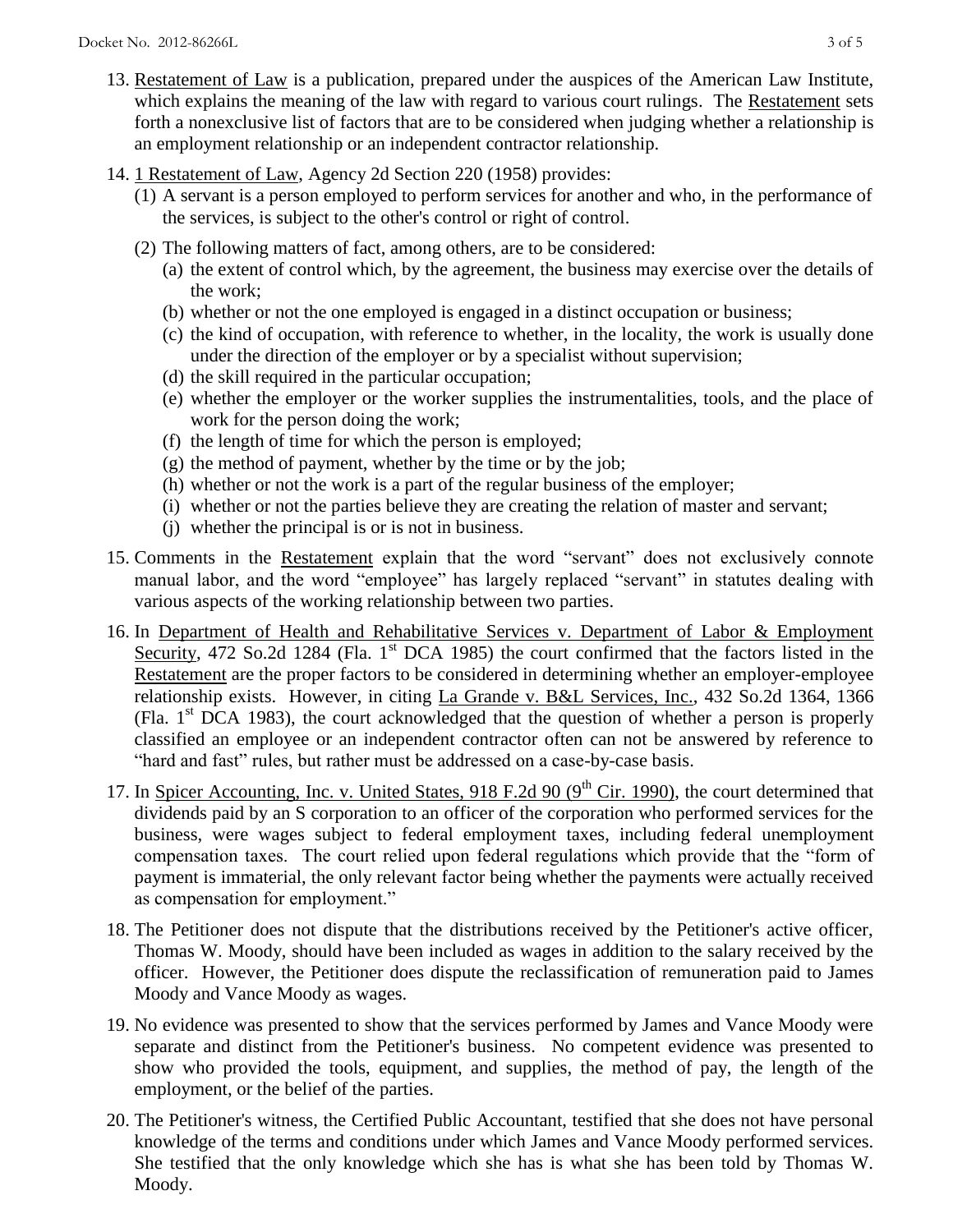13. Restatement of Law is a publication, prepared under the auspices of the American Law Institute, which explains the meaning of the law with regard to various court rulings. The Restatement sets forth a nonexclusive list of factors that are to be considered when judging whether a relationship is an employment relationship or an independent contractor relationship.

14. 1 Restatement of Law, Agency 2d Section 220 (1958) provides:
    (1) A servant is a person employed to perform services for another and who, in the performance of the services, is subject to the other's control or right of control.
    (2) The following matters of fact, among others, are to be considered:
        (a) the extent of control which, by the agreement, the business may exercise over the details of the work;
        (b) whether or not the one employed is engaged in a distinct occupation or business;
        (c) the kind of occupation, with reference to whether, in the locality, the work is usually done under the direction of the employer or by a specialist without supervision;
        (d) the skill required in the particular occupation;
        (e) whether the employer or the worker supplies the instrumentalities, tools, and the place of work for the person doing the work;
        (f) the length of time for which the person is employed;
        (g) the method of payment, whether by the time or by the job;
        (h) whether or not the work is a part of the regular business of the employer;
        (i) whether or not the parties believe they are creating the relation of master and servant;
        (j) whether the principal is or is not in business.

15. Comments in the Restatement explain that the word "servant" does not exclusively connote manual labor, and the word "employee" has largely replaced "servant" in statutes dealing with various aspects of the working relationship between two parties.

16. In Department of Health and Rehabilitative Services v. Department of Labor & Employment Security, 472 So.2d 1284 (Fla. 1st DCA 1985) the court confirmed that the factors listed in the Restatement are the proper factors to be considered in determining whether an employer-employee relationship exists. However, in citing La Grande v. B&L Services, Inc., 432 So.2d 1364, 1366 (Fla. 1st DCA 1983), the court acknowledged that the question of whether a person is properly classified an employee or an independent contractor often can not be answered by reference to "hard and fast" rules, but rather must be addressed on a case-by-case basis.

17. In Spicer Accounting, Inc. v. United States, 918 F.2d 90 (9th Cir. 1990), the court determined that dividends paid by an S corporation to an officer of the corporation who performed services for the business, were wages subject to federal employment taxes, including federal unemployment compensation taxes. The court relied upon federal regulations which provide that the "form of payment is immaterial, the only relevant factor being whether the payments were actually received as compensation for employment."

18. The Petitioner does not dispute that the distributions received by the Petitioner's active officer, Thomas W. Moody, should have been included as wages in addition to the salary received by the officer. However, the Petitioner does dispute the reclassification of remuneration paid to James Moody and Vance Moody as wages.

19. No evidence was presented to show that the services performed by James and Vance Moody were separate and distinct from the Petitioner's business. No competent evidence was presented to show who provided the tools, equipment, and supplies, the method of pay, the length of the employment, or the belief of the parties.

20. The Petitioner's witness, the Certified Public Accountant, testified that she does not have personal knowledge of the terms and conditions under which James and Vance Moody performed services. She testified that the only knowledge which she has is what she has been told by Thomas W. Moody.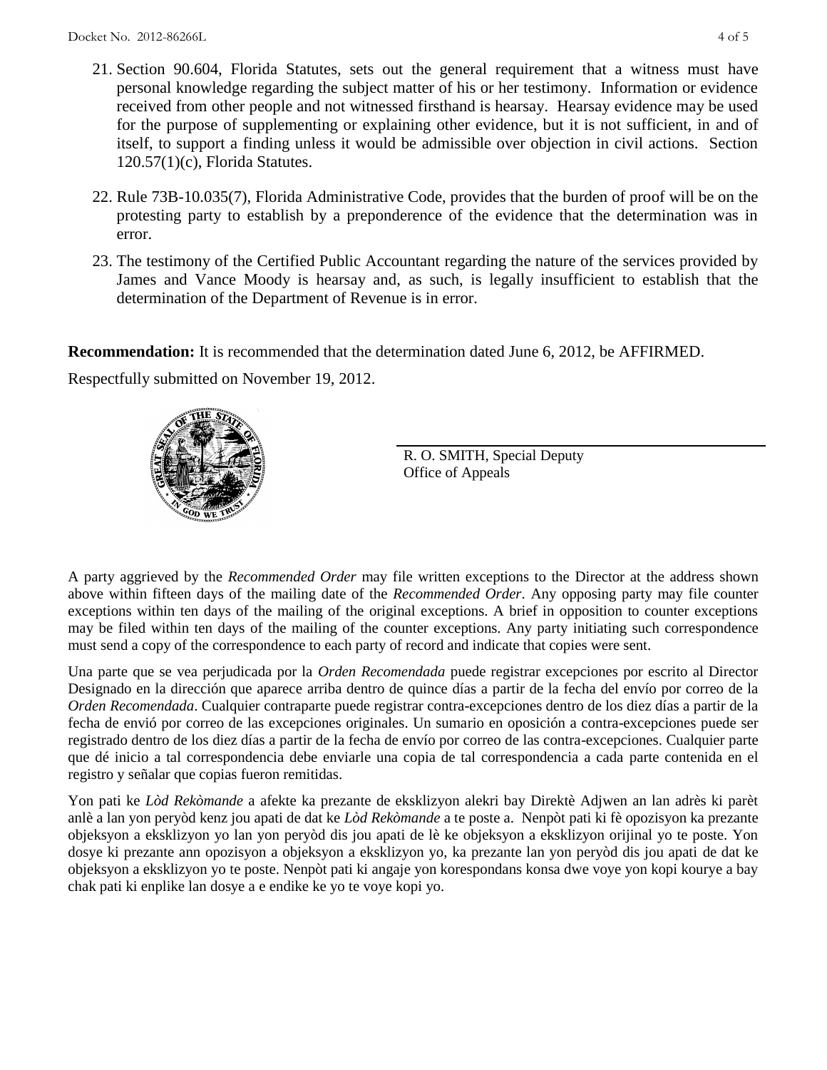21. Section 90.604, Florida Statutes, sets out the general requirement that a witness must have personal knowledge regarding the subject matter of his or her testimony. Information or evidence received from other people and not witnessed firsthand is hearsay. Hearsay evidence may be used for the purpose of supplementing or explaining other evidence, but it is not sufficient, in and of itself, to support a finding unless it would be admissible over objection in civil actions. Section 120.57(1)(c), Florida Statutes.

22. Rule 73B-10.035(7), Florida Administrative Code, provides that the burden of proof will be on the protesting party to establish by a preponderence of the evidence that the determination was in error.

23. The testimony of the Certified Public Accountant regarding the nature of the services provided by James and Vance Moody is hearsay and, as such, is legally insufficient to establish that the determination of the Department of Revenue is in error.

**Recommendation:** It is recommended that the determination dated June 6, 2012, be AFFIRMED.

Respectfully submitted on November 19, 2012.

R. O. SMITH, Special Deputy
Office of Appeals

A party aggrieved by the *Recommended Order* may file written exceptions to the Director at the address shown above within fifteen days of the mailing date of the *Recommended Order*. Any opposing party may file counter exceptions within ten days of the mailing of the original exceptions. A brief in opposition to counter exceptions may be filed within ten days of the mailing of the counter exceptions. Any party initiating such correspondence must send a copy of the correspondence to each party of record and indicate that copies were sent.

Una parte que se vea perjudicada por la *Orden Recomendada* puede registrar excepciones por escrito al Director Designado en la dirección que aparece arriba dentro de quince días a partir de la fecha del envío por correo de la *Orden Recomendada*. Cualquier contraparte puede registrar contra-excepciones dentro de los diez días a partir de la fecha de envió por correo de las excepciones originales. Un sumario en oposición a contra-excepciones puede ser registrado dentro de los diez días a partir de la fecha de envío por correo de las contra-excepciones. Cualquier parte que dé inicio a tal correspondencia debe enviarle una copia de tal correspondencia a cada parte contenida en el registro y señalar que copias fueron remitidas.

Yon pati ke *Lòd Rekòmande* a afekte ka prezante de eksklizyon alekri bay Direktè Adjwen an lan adrès ki parèt anlè a lan yon peryòd kenz jou apati de dat ke *Lòd Rekòmande* a te poste a. Nenpòt pati ki fè opozisyon ka prezante objeksyon a eksklizyon yo lan yon peryòd dis jou apati de lè ke objeksyon a eksklizyon orijinal yo te poste. Yon dosye ki prezante ann opozisyon a objeksyon a eksklizyon yo, ka prezante lan yon peryòd dis jou apati de dat ke objeksyon a eksklizyon yo te poste. Nenpòt pati ki angaje yon korespondans konsa dwe voye yon kopi kourye a bay chak pati ki enplike lan dosye a e endike ke yo te voye kopi yo.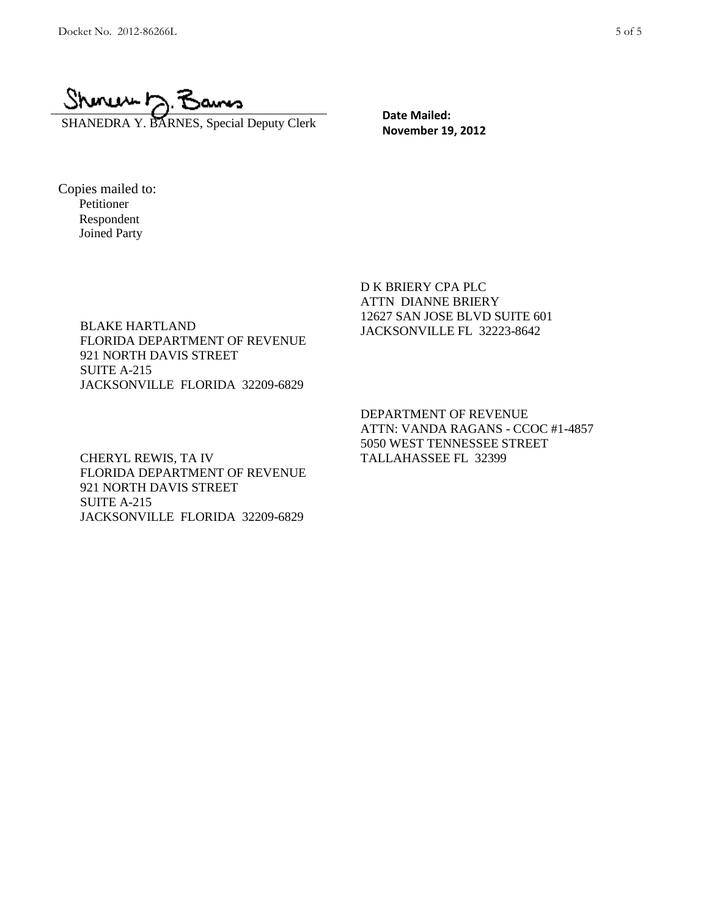SHANEDRA Y. BARNES, Special Deputy Clerk

**Date Mailed:**
**November 19, 2012**

Copies mailed to:
Petitioner
Respondent
Joined Party

BLAKE HARTLAND
FLORIDA DEPARTMENT OF REVENUE
921 NORTH DAVIS STREET
SUITE A-215
JACKSONVILLE FLORIDA 32209-6829

D K BRIERY CPA PLC
ATTN DIANNE BRIERY
12627 SAN JOSE BLVD SUITE 601
JACKSONVILLE FL 32223-8642

CHERYL REWIS, TA IV
FLORIDA DEPARTMENT OF REVENUE
921 NORTH DAVIS STREET
SUITE A-215
JACKSONVILLE FLORIDA 32209-6829

DEPARTMENT OF REVENUE
ATTN: VANDA RAGANS - CCOC #1-4857
5050 WEST TENNESSEE STREET
TALLAHASSEE FL 32399